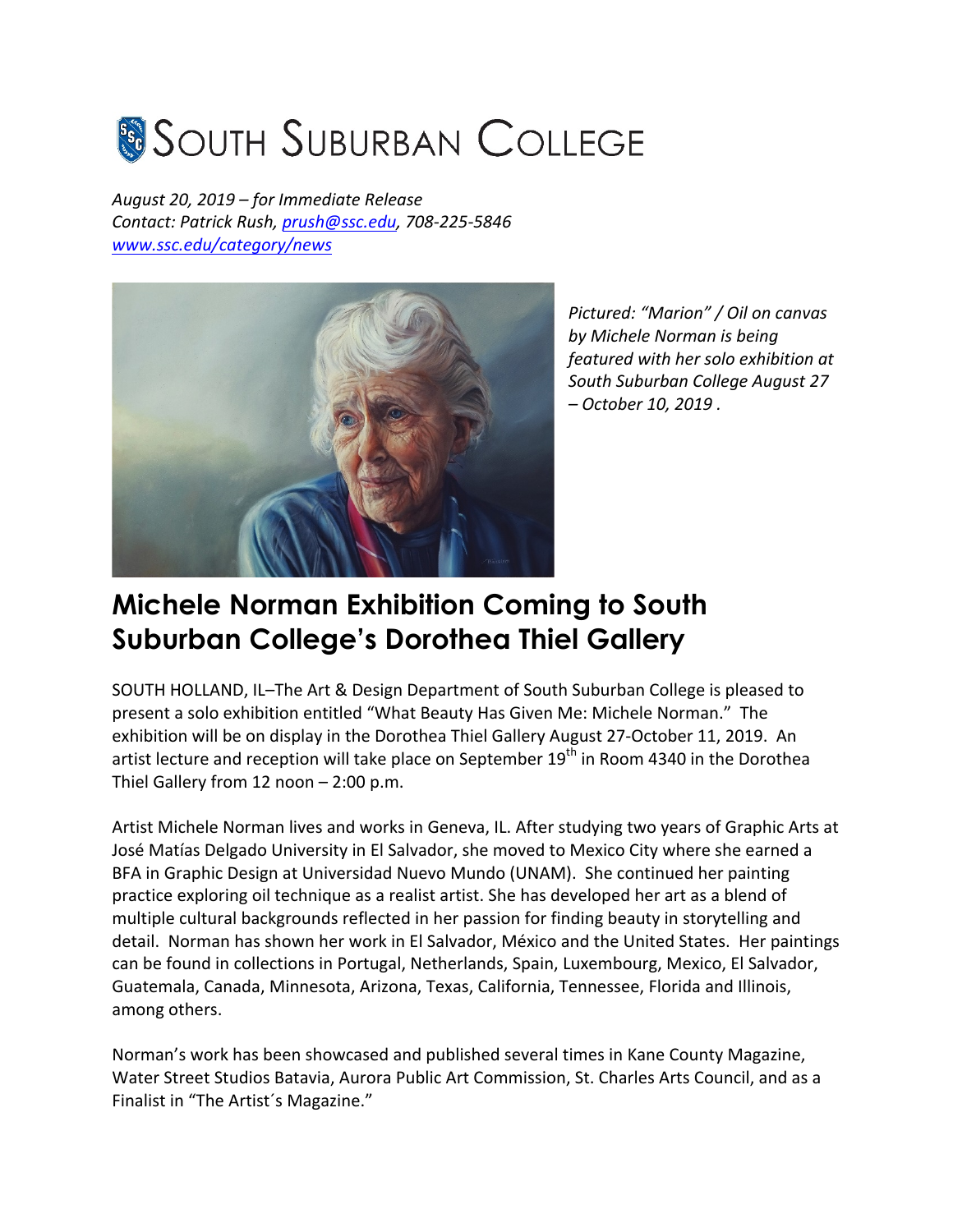# South Suburban College

*August 20, 2019 – for Immediate Release*
*Contact: Patrick Rush, prush@ssc.edu, 708-225-5846*
*www.ssc.edu/category/news*

*Pictured: "Marion" / Oil on canvas by Michele Norman is being featured with her solo exhibition at South Suburban College August 27 – October 10, 2019 .*

## Michele Norman Exhibition Coming to South Suburban College's Dorothea Thiel Gallery

SOUTH HOLLAND, IL–The Art & Design Department of South Suburban College is pleased to present a solo exhibition entitled "What Beauty Has Given Me: Michele Norman." The exhibition will be on display in the Dorothea Thiel Gallery August 27-October 11, 2019. An artist lecture and reception will take place on September 19th in Room 4340 in the Dorothea Thiel Gallery from 12 noon – 2:00 p.m.

Artist Michele Norman lives and works in Geneva, IL. After studying two years of Graphic Arts at José Matías Delgado University in El Salvador, she moved to Mexico City where she earned a BFA in Graphic Design at Universidad Nuevo Mundo (UNAM). She continued her painting practice exploring oil technique as a realist artist. She has developed her art as a blend of multiple cultural backgrounds reflected in her passion for finding beauty in storytelling and detail. Norman has shown her work in El Salvador, México and the United States. Her paintings can be found in collections in Portugal, Netherlands, Spain, Luxembourg, Mexico, El Salvador, Guatemala, Canada, Minnesota, Arizona, Texas, California, Tennessee, Florida and Illinois, among others.

Norman's work has been showcased and published several times in Kane County Magazine, Water Street Studios Batavia, Aurora Public Art Commission, St. Charles Arts Council, and as a Finalist in "The Artist´s Magazine."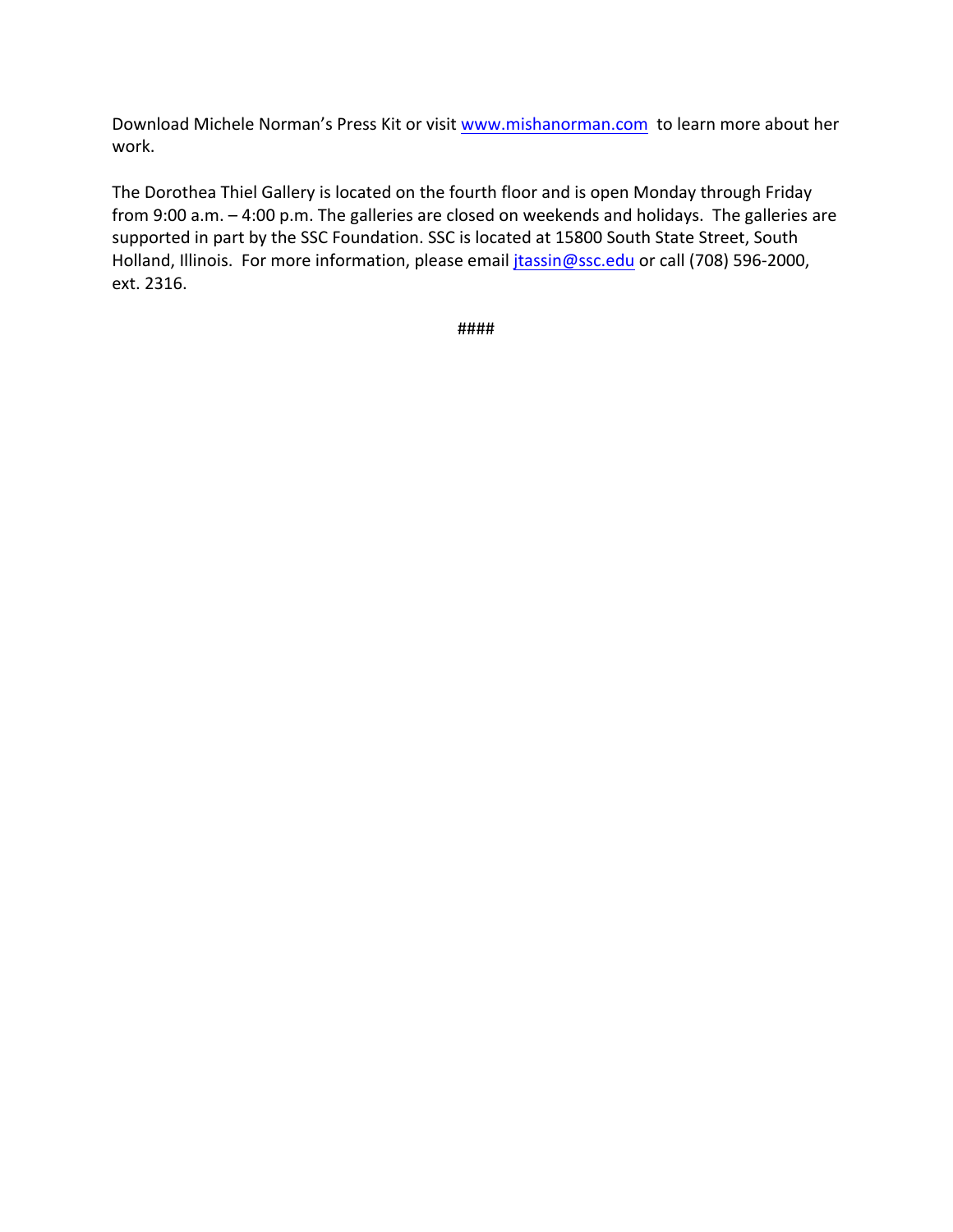Download Michele Norman's Press Kit or visit www.mishanorman.com to learn more about her work.

The Dorothea Thiel Gallery is located on the fourth floor and is open Monday through Friday from 9:00 a.m. – 4:00 p.m. The galleries are closed on weekends and holidays. The galleries are supported in part by the SSC Foundation. SSC is located at 15800 South State Street, South Holland, Illinois. For more information, please email jtassin@ssc.edu or call (708) 596-2000, ext. 2316.

####